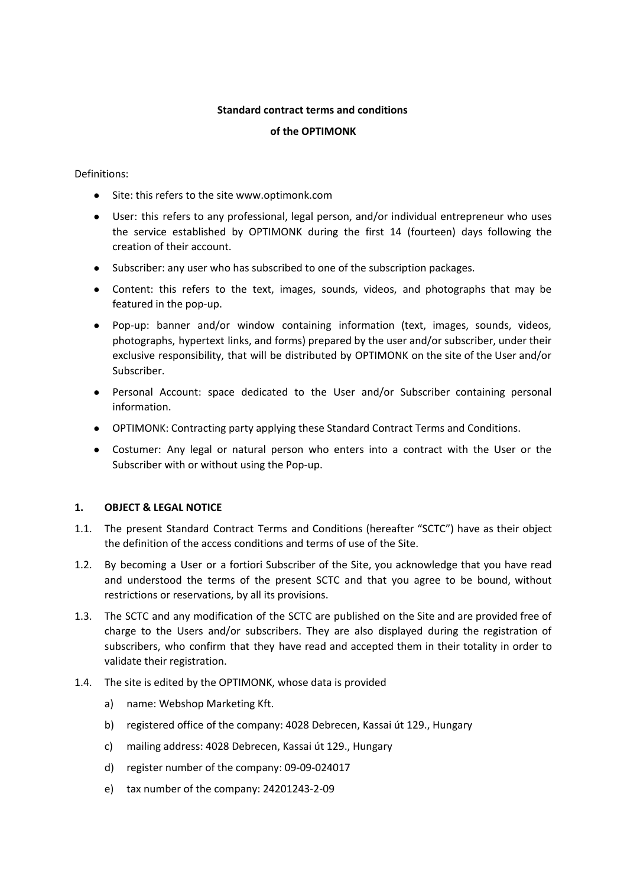**Standard contract terms and conditions**

**of the OPTIMONK**

Definitions:

- Site: this refers to the site www.optimonk.com
- User: this refers to any professional, legal person, and/or individual entrepreneur who uses the service established by OPTIMONK during the first 14 (fourteen) days following the creation of their account.
- Subscriber: any user who has subscribed to one of the subscription packages.
- Content: this refers to the text, images, sounds, videos, and photographs that may be featured in the pop-up.
- Pop-up: banner and/or window containing information (text, images, sounds, videos, photographs, hypertext links, and forms) prepared by the user and/or subscriber, under their exclusive responsibility, that will be distributed by OPTIMONK on the site of the User and/or Subscriber.
- Personal Account: space dedicated to the User and/or Subscriber containing personal information.
- OPTIMONK: Contracting party applying these Standard Contract Terms and Conditions.
- Costumer: Any legal or natural person who enters into a contract with the User or the Subscriber with or without using the Pop-up.

## 1. OBJECT & LEGAL NOTICE

1.1. The present Standard Contract Terms and Conditions (hereafter "SCTC") have as their object the definition of the access conditions and terms of use of the Site.

1.2. By becoming a User or a fortiori Subscriber of the Site, you acknowledge that you have read and understood the terms of the present SCTC and that you agree to be bound, without restrictions or reservations, by all its provisions.

1.3. The SCTC and any modification of the SCTC are published on the Site and are provided free of charge to the Users and/or subscribers. They are also displayed during the registration of subscribers, who confirm that they have read and accepted them in their totality in order to validate their registration.

1.4. The site is edited by the OPTIMONK, whose data is provided

a) name: Webshop Marketing Kft.

b) registered office of the company: 4028 Debrecen, Kassai út 129., Hungary

c) mailing address: 4028 Debrecen, Kassai út 129., Hungary

d) register number of the company: 09-09-024017

e) tax number of the company: 24201243-2-09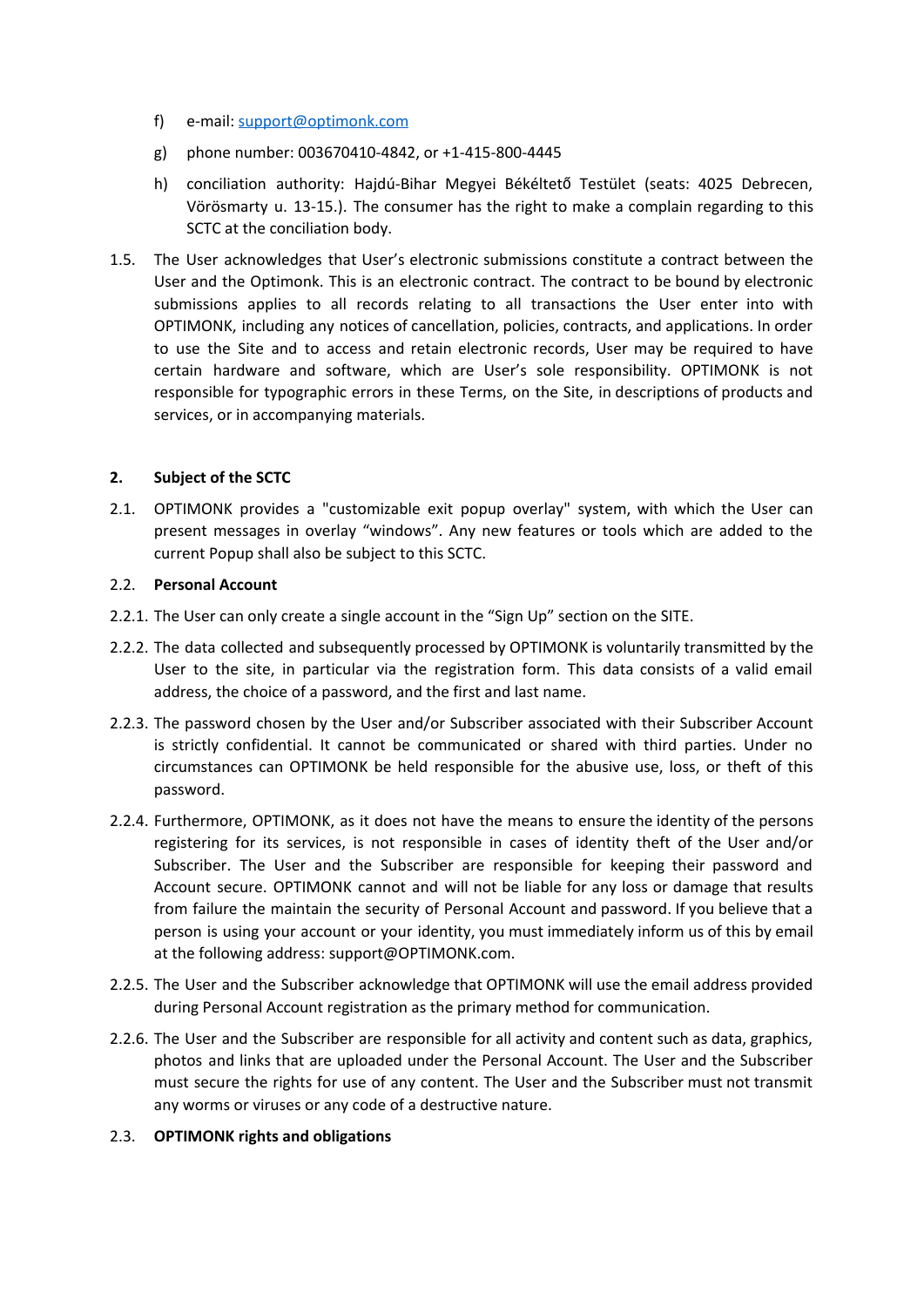f) e-mail: support@optimonk.com

g) phone number: 003670410-4842, or +1-415-800-4445

h) conciliation authority: Hajdú-Bihar Megyei Békéltető Testület (seats: 4025 Debrecen, Vörösmarty u. 13-15.). The consumer has the right to make a complain regarding to this SCTC at the conciliation body.

1.5. The User acknowledges that User's electronic submissions constitute a contract between the User and the Optimonk. This is an electronic contract. The contract to be bound by electronic submissions applies to all records relating to all transactions the User enter into with OPTIMONK, including any notices of cancellation, policies, contracts, and applications. In order to use the Site and to access and retain electronic records, User may be required to have certain hardware and software, which are User's sole responsibility. OPTIMONK is not responsible for typographic errors in these Terms, on the Site, in descriptions of products and services, or in accompanying materials.

## 2. Subject of the SCTC

2.1. OPTIMONK provides a "customizable exit popup overlay" system, with which the User can present messages in overlay "windows". Any new features or tools which are added to the current Popup shall also be subject to this SCTC.

2.2. **Personal Account**

2.2.1. The User can only create a single account in the "Sign Up" section on the SITE.

2.2.2. The data collected and subsequently processed by OPTIMONK is voluntarily transmitted by the User to the site, in particular via the registration form. This data consists of a valid email address, the choice of a password, and the first and last name.

2.2.3. The password chosen by the User and/or Subscriber associated with their Subscriber Account is strictly confidential. It cannot be communicated or shared with third parties. Under no circumstances can OPTIMONK be held responsible for the abusive use, loss, or theft of this password.

2.2.4. Furthermore, OPTIMONK, as it does not have the means to ensure the identity of the persons registering for its services, is not responsible in cases of identity theft of the User and/or Subscriber. The User and the Subscriber are responsible for keeping their password and Account secure. OPTIMONK cannot and will not be liable for any loss or damage that results from failure the maintain the security of Personal Account and password. If you believe that a person is using your account or your identity, you must immediately inform us of this by email at the following address: support@OPTIMONK.com.

2.2.5. The User and the Subscriber acknowledge that OPTIMONK will use the email address provided during Personal Account registration as the primary method for communication.

2.2.6. The User and the Subscriber are responsible for all activity and content such as data, graphics, photos and links that are uploaded under the Personal Account. The User and the Subscriber must secure the rights for use of any content. The User and the Subscriber must not transmit any worms or viruses or any code of a destructive nature.

2.3. **OPTIMONK rights and obligations**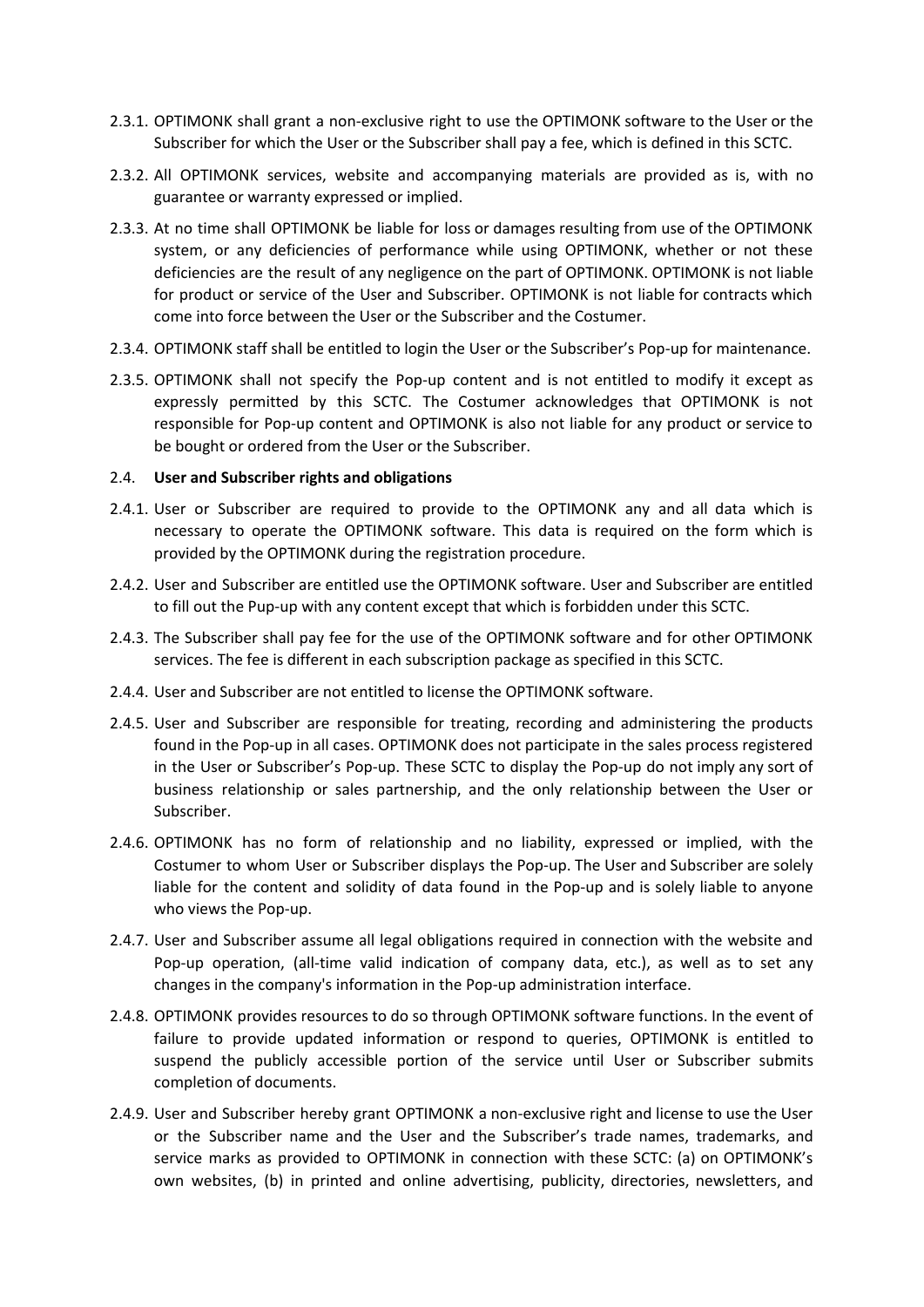2.3.1. OPTIMONK shall grant a non-exclusive right to use the OPTIMONK software to the User or the Subscriber for which the User or the Subscriber shall pay a fee, which is defined in this SCTC.

2.3.2. All OPTIMONK services, website and accompanying materials are provided as is, with no guarantee or warranty expressed or implied.

2.3.3. At no time shall OPTIMONK be liable for loss or damages resulting from use of the OPTIMONK system, or any deficiencies of performance while using OPTIMONK, whether or not these deficiencies are the result of any negligence on the part of OPTIMONK. OPTIMONK is not liable for product or service of the User and Subscriber. OPTIMONK is not liable for contracts which come into force between the User or the Subscriber and the Costumer.

2.3.4. OPTIMONK staff shall be entitled to login the User or the Subscriber's Pop-up for maintenance.

2.3.5. OPTIMONK shall not specify the Pop-up content and is not entitled to modify it except as expressly permitted by this SCTC. The Costumer acknowledges that OPTIMONK is not responsible for Pop-up content and OPTIMONK is also not liable for any product or service to be bought or ordered from the User or the Subscriber.

2.4. **User and Subscriber rights and obligations**

2.4.1. User or Subscriber are required to provide to the OPTIMONK any and all data which is necessary to operate the OPTIMONK software. This data is required on the form which is provided by the OPTIMONK during the registration procedure.

2.4.2. User and Subscriber are entitled use the OPTIMONK software. User and Subscriber are entitled to fill out the Pup-up with any content except that which is forbidden under this SCTC.

2.4.3. The Subscriber shall pay fee for the use of the OPTIMONK software and for other OPTIMONK services. The fee is different in each subscription package as specified in this SCTC.

2.4.4. User and Subscriber are not entitled to license the OPTIMONK software.

2.4.5. User and Subscriber are responsible for treating, recording and administering the products found in the Pop-up in all cases. OPTIMONK does not participate in the sales process registered in the User or Subscriber's Pop-up. These SCTC to display the Pop-up do not imply any sort of business relationship or sales partnership, and the only relationship between the User or Subscriber.

2.4.6. OPTIMONK has no form of relationship and no liability, expressed or implied, with the Costumer to whom User or Subscriber displays the Pop-up. The User and Subscriber are solely liable for the content and solidity of data found in the Pop-up and is solely liable to anyone who views the Pop-up.

2.4.7. User and Subscriber assume all legal obligations required in connection with the website and Pop-up operation, (all-time valid indication of company data, etc.), as well as to set any changes in the company's information in the Pop-up administration interface.

2.4.8. OPTIMONK provides resources to do so through OPTIMONK software functions. In the event of failure to provide updated information or respond to queries, OPTIMONK is entitled to suspend the publicly accessible portion of the service until User or Subscriber submits completion of documents.

2.4.9. User and Subscriber hereby grant OPTIMONK a non-exclusive right and license to use the User or the Subscriber name and the User and the Subscriber's trade names, trademarks, and service marks as provided to OPTIMONK in connection with these SCTC: (a) on OPTIMONK's own websites, (b) in printed and online advertising, publicity, directories, newsletters, and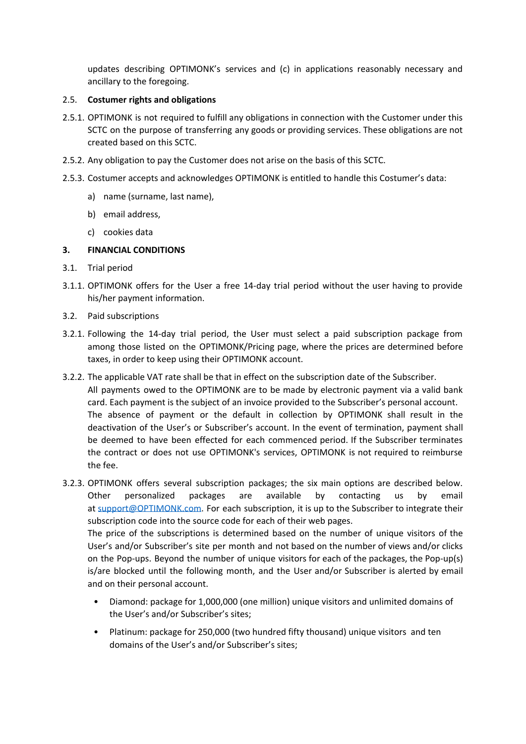updates describing OPTIMONK's services and (c) in applications reasonably necessary and ancillary to the foregoing.

2.5. **Costumer rights and obligations**

2.5.1. OPTIMONK is not required to fulfill any obligations in connection with the Customer under this SCTC on the purpose of transferring any goods or providing services. These obligations are not created based on this SCTC.

2.5.2. Any obligation to pay the Customer does not arise on the basis of this SCTC.

2.5.3. Costumer accepts and acknowledges OPTIMONK is entitled to handle this Costumer's data:

a) name (surname, last name),

b) email address,

c) cookies data

## 3. FINANCIAL CONDITIONS

3.1. Trial period

3.1.1. OPTIMONK offers for the User a free 14-day trial period without the user having to provide his/her payment information.

3.2. Paid subscriptions

3.2.1. Following the 14-day trial period, the User must select a paid subscription package from among those listed on the OPTIMONK/Pricing page, where the prices are determined before taxes, in order to keep using their OPTIMONK account.

3.2.2. The applicable VAT rate shall be that in effect on the subscription date of the Subscriber.
All payments owed to the OPTIMONK are to be made by electronic payment via a valid bank card. Each payment is the subject of an invoice provided to the Subscriber's personal account.
The absence of payment or the default in collection by OPTIMONK shall result in the deactivation of the User's or Subscriber's account. In the event of termination, payment shall be deemed to have been effected for each commenced period. If the Subscriber terminates the contract or does not use OPTIMONK's services, OPTIMONK is not required to reimburse the fee.

3.2.3. OPTIMONK offers several subscription packages; the six main options are described below. Other personalized packages are available by contacting us by email at support@OPTIMONK.com. For each subscription, it is up to the Subscriber to integrate their subscription code into the source code for each of their web pages.
The price of the subscriptions is determined based on the number of unique visitors of the User's and/or Subscriber's site per month and not based on the number of views and/or clicks on the Pop-ups. Beyond the number of unique visitors for each of the packages, the Pop-up(s) is/are blocked until the following month, and the User and/or Subscriber is alerted by email and on their personal account.

- Diamond: package for 1,000,000 (one million) unique visitors and unlimited domains of the User's and/or Subscriber's sites;
- Platinum: package for 250,000 (two hundred fifty thousand) unique visitors and ten domains of the User's and/or Subscriber's sites;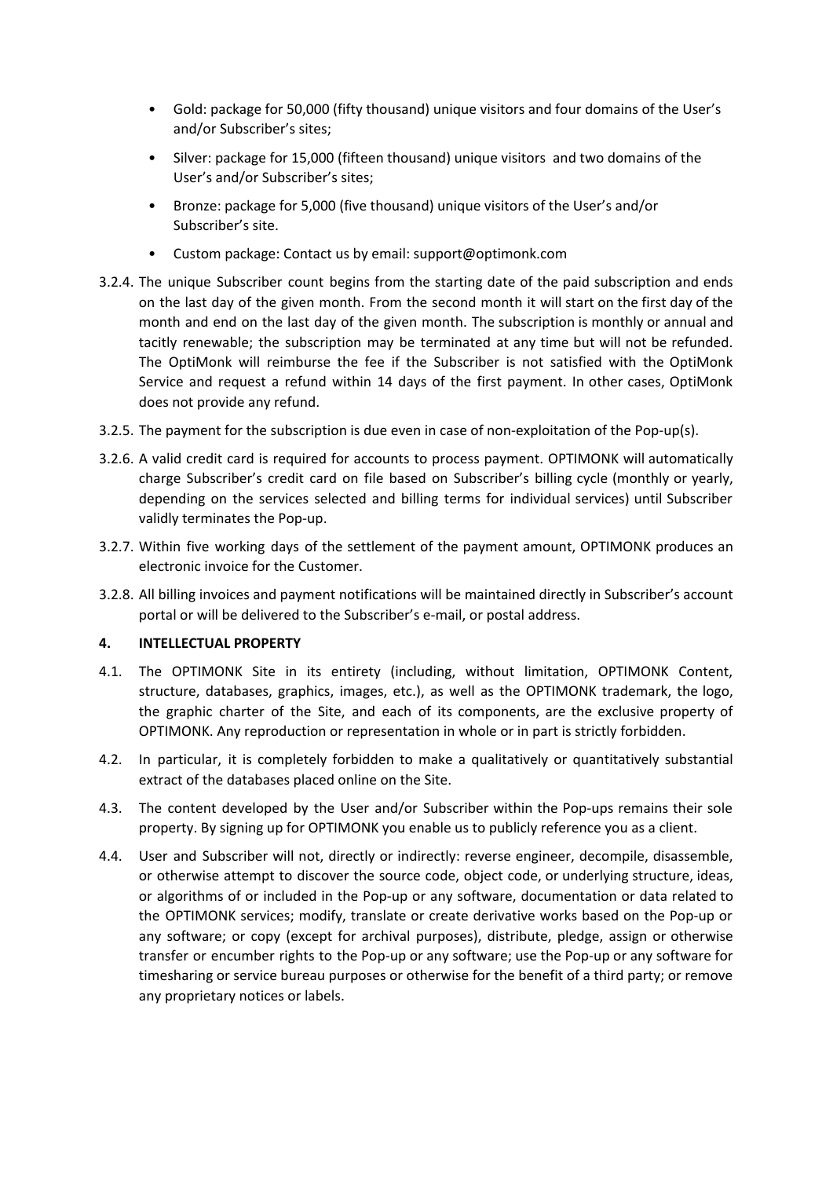- Gold: package for 50,000 (fifty thousand) unique visitors and four domains of the User's and/or Subscriber's sites;
- Silver: package for 15,000 (fifteen thousand) unique visitors and two domains of the User's and/or Subscriber's sites;
- Bronze: package for 5,000 (five thousand) unique visitors of the User's and/or Subscriber's site.
- Custom package: Contact us by email: support@optimonk.com

3.2.4. The unique Subscriber count begins from the starting date of the paid subscription and ends on the last day of the given month. From the second month it will start on the first day of the month and end on the last day of the given month. The subscription is monthly or annual and tacitly renewable; the subscription may be terminated at any time but will not be refunded. The OptiMonk will reimburse the fee if the Subscriber is not satisfied with the OptiMonk Service and request a refund within 14 days of the first payment. In other cases, OptiMonk does not provide any refund.

3.2.5. The payment for the subscription is due even in case of non-exploitation of the Pop-up(s).

3.2.6. A valid credit card is required for accounts to process payment. OPTIMONK will automatically charge Subscriber's credit card on file based on Subscriber's billing cycle (monthly or yearly, depending on the services selected and billing terms for individual services) until Subscriber validly terminates the Pop-up.

3.2.7. Within five working days of the settlement of the payment amount, OPTIMONK produces an electronic invoice for the Customer.

3.2.8. All billing invoices and payment notifications will be maintained directly in Subscriber's account portal or will be delivered to the Subscriber's e-mail, or postal address.

## 4. INTELLECTUAL PROPERTY

4.1. The OPTIMONK Site in its entirety (including, without limitation, OPTIMONK Content, structure, databases, graphics, images, etc.), as well as the OPTIMONK trademark, the logo, the graphic charter of the Site, and each of its components, are the exclusive property of OPTIMONK. Any reproduction or representation in whole or in part is strictly forbidden.

4.2. In particular, it is completely forbidden to make a qualitatively or quantitatively substantial extract of the databases placed online on the Site.

4.3. The content developed by the User and/or Subscriber within the Pop-ups remains their sole property. By signing up for OPTIMONK you enable us to publicly reference you as a client.

4.4. User and Subscriber will not, directly or indirectly: reverse engineer, decompile, disassemble, or otherwise attempt to discover the source code, object code, or underlying structure, ideas, or algorithms of or included in the Pop-up or any software, documentation or data related to the OPTIMONK services; modify, translate or create derivative works based on the Pop-up or any software; or copy (except for archival purposes), distribute, pledge, assign or otherwise transfer or encumber rights to the Pop-up or any software; use the Pop-up or any software for timesharing or service bureau purposes or otherwise for the benefit of a third party; or remove any proprietary notices or labels.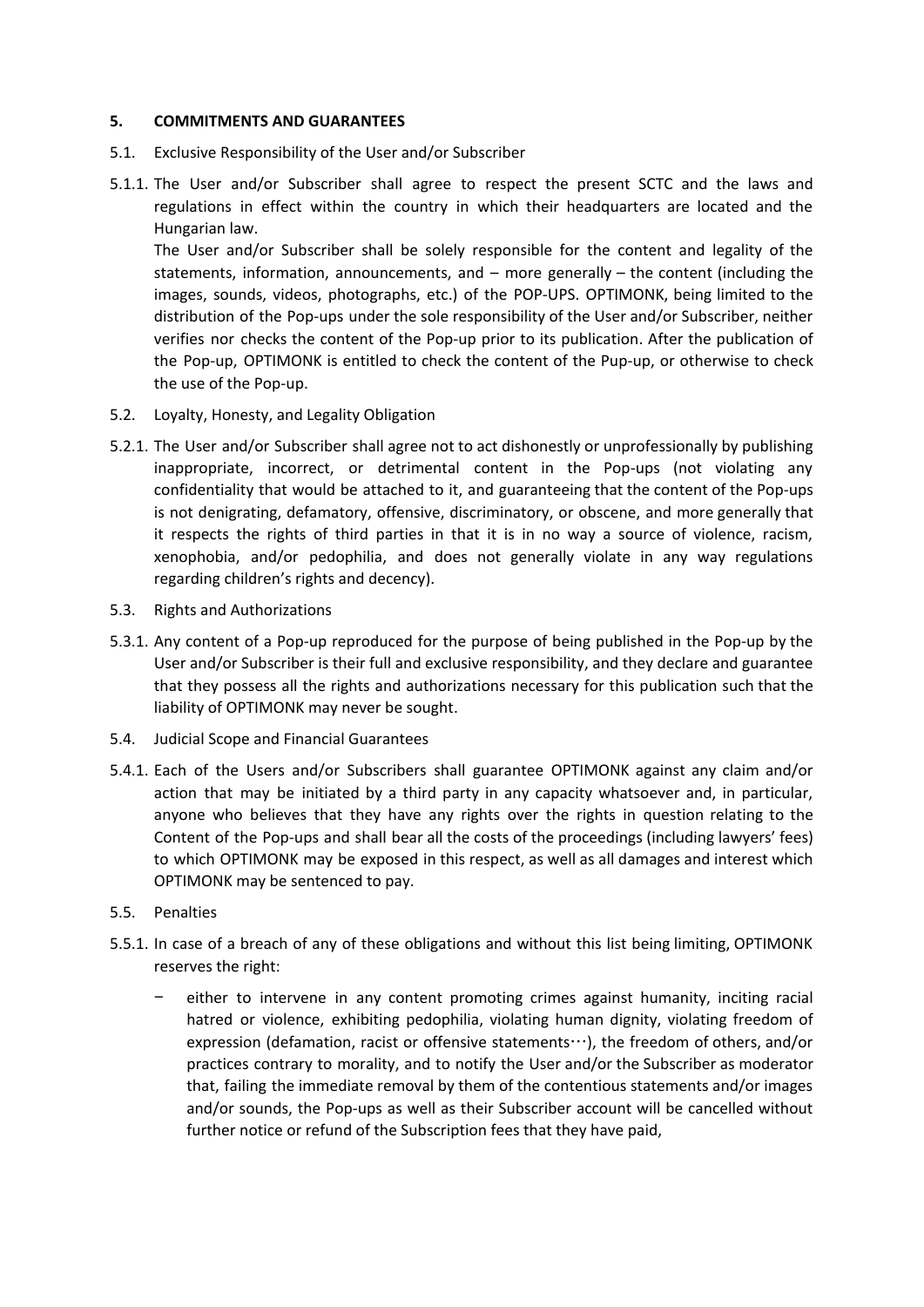## 5. COMMITMENTS AND GUARANTEES

5.1. Exclusive Responsibility of the User and/or Subscriber

5.1.1. The User and/or Subscriber shall agree to respect the present SCTC and the laws and regulations in effect within the country in which their headquarters are located and the Hungarian law.

The User and/or Subscriber shall be solely responsible for the content and legality of the statements, information, announcements, and – more generally – the content (including the images, sounds, videos, photographs, etc.) of the POP-UPS. OPTIMONK, being limited to the distribution of the Pop-ups under the sole responsibility of the User and/or Subscriber, neither verifies nor checks the content of the Pop-up prior to its publication. After the publication of the Pop-up, OPTIMONK is entitled to check the content of the Pup-up, or otherwise to check the use of the Pop-up.

5.2. Loyalty, Honesty, and Legality Obligation

5.2.1. The User and/or Subscriber shall agree not to act dishonestly or unprofessionally by publishing inappropriate, incorrect, or detrimental content in the Pop-ups (not violating any confidentiality that would be attached to it, and guaranteeing that the content of the Pop-ups is not denigrating, defamatory, offensive, discriminatory, or obscene, and more generally that it respects the rights of third parties in that it is in no way a source of violence, racism, xenophobia, and/or pedophilia, and does not generally violate in any way regulations regarding children's rights and decency).

5.3. Rights and Authorizations

5.3.1. Any content of a Pop-up reproduced for the purpose of being published in the Pop-up by the User and/or Subscriber is their full and exclusive responsibility, and they declare and guarantee that they possess all the rights and authorizations necessary for this publication such that the liability of OPTIMONK may never be sought.

5.4. Judicial Scope and Financial Guarantees

5.4.1. Each of the Users and/or Subscribers shall guarantee OPTIMONK against any claim and/or action that may be initiated by a third party in any capacity whatsoever and, in particular, anyone who believes that they have any rights over the rights in question relating to the Content of the Pop-ups and shall bear all the costs of the proceedings (including lawyers' fees) to which OPTIMONK may be exposed in this respect, as well as all damages and interest which OPTIMONK may be sentenced to pay.

5.5. Penalties

5.5.1. In case of a breach of any of these obligations and without this list being limiting, OPTIMONK reserves the right:

- either to intervene in any content promoting crimes against humanity, inciting racial hatred or violence, exhibiting pedophilia, violating human dignity, violating freedom of expression (defamation, racist or offensive statements…), the freedom of others, and/or practices contrary to morality, and to notify the User and/or the Subscriber as moderator that, failing the immediate removal by them of the contentious statements and/or images and/or sounds, the Pop-ups as well as their Subscriber account will be cancelled without further notice or refund of the Subscription fees that they have paid,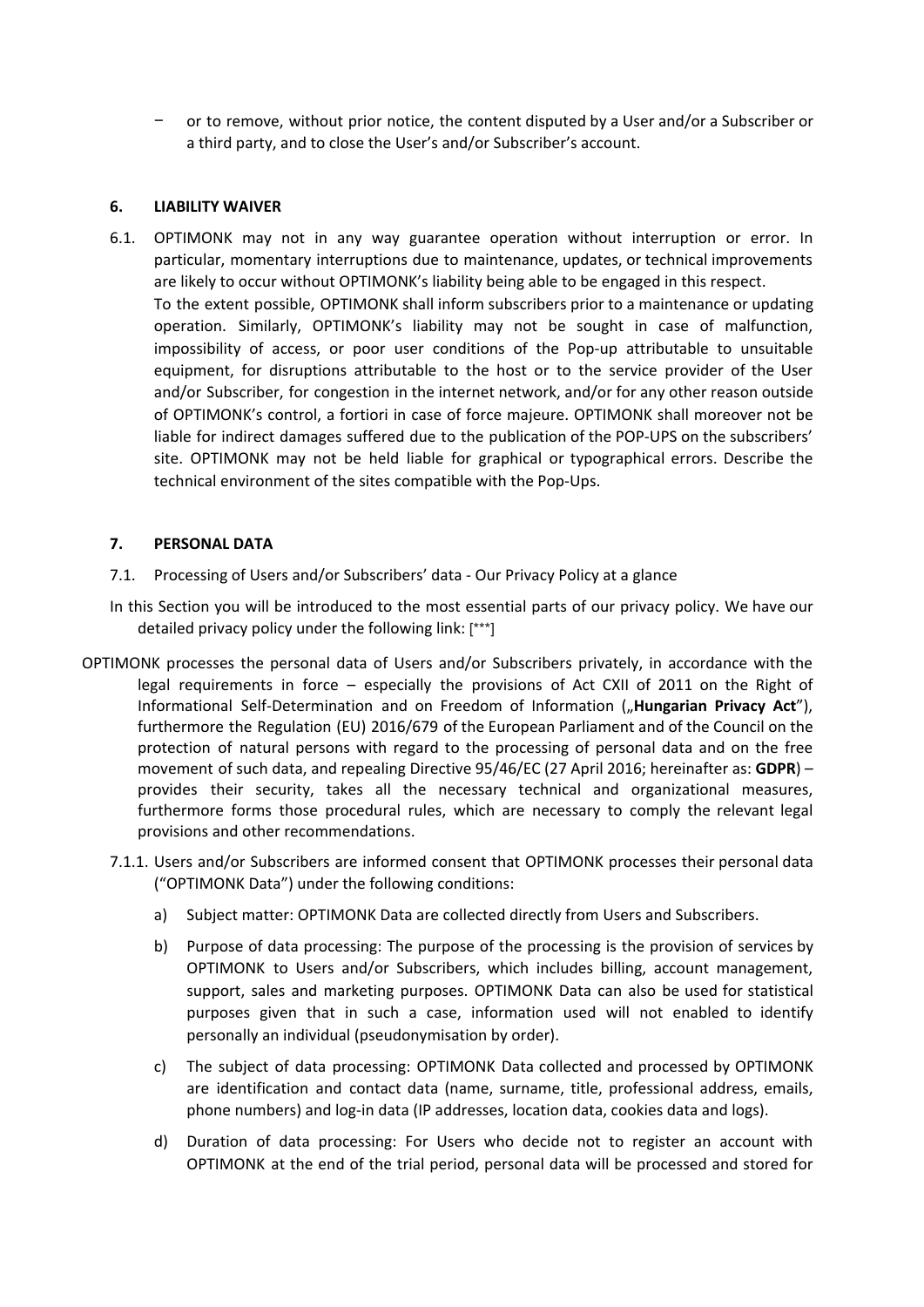- or to remove, without prior notice, the content disputed by a User and/or a Subscriber or a third party, and to close the User's and/or Subscriber's account.

## 6. LIABILITY WAIVER

6.1. OPTIMONK may not in any way guarantee operation without interruption or error. In particular, momentary interruptions due to maintenance, updates, or technical improvements are likely to occur without OPTIMONK's liability being able to be engaged in this respect. To the extent possible, OPTIMONK shall inform subscribers prior to a maintenance or updating operation. Similarly, OPTIMONK's liability may not be sought in case of malfunction, impossibility of access, or poor user conditions of the Pop-up attributable to unsuitable equipment, for disruptions attributable to the host or to the service provider of the User and/or Subscriber, for congestion in the internet network, and/or for any other reason outside of OPTIMONK's control, a fortiori in case of force majeure. OPTIMONK shall moreover not be liable for indirect damages suffered due to the publication of the POP-UPS on the subscribers' site. OPTIMONK may not be held liable for graphical or typographical errors. Describe the technical environment of the sites compatible with the Pop-Ups.

## 7. PERSONAL DATA

7.1. Processing of Users and/or Subscribers' data - Our Privacy Policy at a glance

In this Section you will be introduced to the most essential parts of our privacy policy. We have our detailed privacy policy under the following link: [***]

OPTIMONK processes the personal data of Users and/or Subscribers privately, in accordance with the legal requirements in force – especially the provisions of Act CXII of 2011 on the Right of Informational Self-Determination and on Freedom of Information („**Hungarian Privacy Act**"), furthermore the Regulation (EU) 2016/679 of the European Parliament and of the Council on the protection of natural persons with regard to the processing of personal data and on the free movement of such data, and repealing Directive 95/46/EC (27 April 2016; hereinafter as: **GDPR**) – provides their security, takes all the necessary technical and organizational measures, furthermore forms those procedural rules, which are necessary to comply the relevant legal provisions and other recommendations.

7.1.1. Users and/or Subscribers are informed consent that OPTIMONK processes their personal data ("OPTIMONK Data") under the following conditions:

a) Subject matter: OPTIMONK Data are collected directly from Users and Subscribers.

b) Purpose of data processing: The purpose of the processing is the provision of services by OPTIMONK to Users and/or Subscribers, which includes billing, account management, support, sales and marketing purposes. OPTIMONK Data can also be used for statistical purposes given that in such a case, information used will not enabled to identify personally an individual (pseudonymisation by order).

c) The subject of data processing: OPTIMONK Data collected and processed by OPTIMONK are identification and contact data (name, surname, title, professional address, emails, phone numbers) and log-in data (IP addresses, location data, cookies data and logs).

d) Duration of data processing: For Users who decide not to register an account with OPTIMONK at the end of the trial period, personal data will be processed and stored for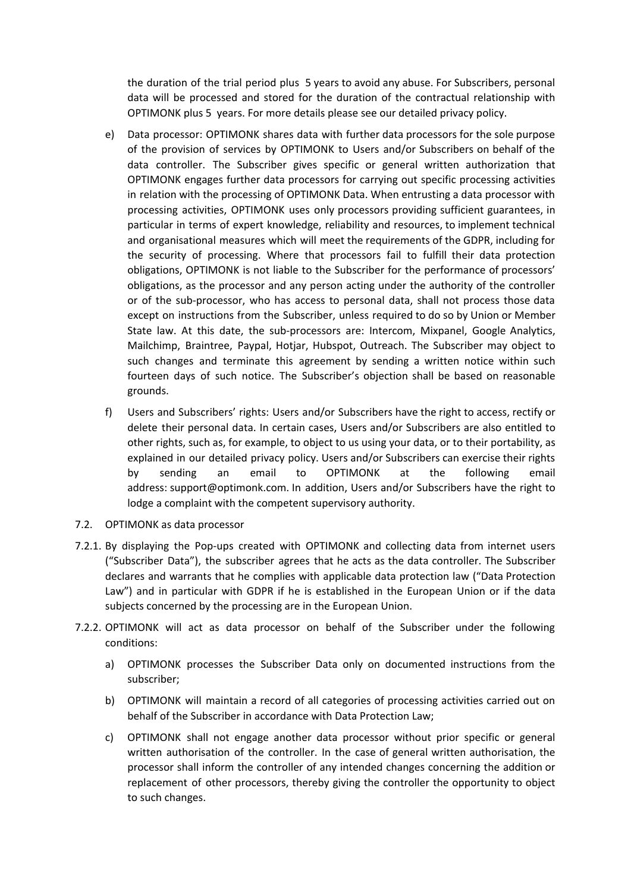the duration of the trial period plus 5 years to avoid any abuse. For Subscribers, personal data will be processed and stored for the duration of the contractual relationship with OPTIMONK plus 5 years. For more details please see our detailed privacy policy.

e) Data processor: OPTIMONK shares data with further data processors for the sole purpose of the provision of services by OPTIMONK to Users and/or Subscribers on behalf of the data controller. The Subscriber gives specific or general written authorization that OPTIMONK engages further data processors for carrying out specific processing activities in relation with the processing of OPTIMONK Data. When entrusting a data processor with processing activities, OPTIMONK uses only processors providing sufficient guarantees, in particular in terms of expert knowledge, reliability and resources, to implement technical and organisational measures which will meet the requirements of the GDPR, including for the security of processing. Where that processors fail to fulfill their data protection obligations, OPTIMONK is not liable to the Subscriber for the performance of processors' obligations, as the processor and any person acting under the authority of the controller or of the sub-processor, who has access to personal data, shall not process those data except on instructions from the Subscriber, unless required to do so by Union or Member State law. At this date, the sub-processors are: Intercom, Mixpanel, Google Analytics, Mailchimp, Braintree, Paypal, Hotjar, Hubspot, Outreach. The Subscriber may object to such changes and terminate this agreement by sending a written notice within such fourteen days of such notice. The Subscriber's objection shall be based on reasonable grounds.

f) Users and Subscribers' rights: Users and/or Subscribers have the right to access, rectify or delete their personal data. In certain cases, Users and/or Subscribers are also entitled to other rights, such as, for example, to object to us using your data, or to their portability, as explained in our detailed privacy policy. Users and/or Subscribers can exercise their rights by sending an email to OPTIMONK at the following email address: support@optimonk.com. In addition, Users and/or Subscribers have the right to lodge a complaint with the competent supervisory authority.

7.2. OPTIMONK as data processor

7.2.1. By displaying the Pop-ups created with OPTIMONK and collecting data from internet users ("Subscriber Data"), the subscriber agrees that he acts as the data controller. The Subscriber declares and warrants that he complies with applicable data protection law ("Data Protection Law") and in particular with GDPR if he is established in the European Union or if the data subjects concerned by the processing are in the European Union.

7.2.2. OPTIMONK will act as data processor on behalf of the Subscriber under the following conditions:

a) OPTIMONK processes the Subscriber Data only on documented instructions from the subscriber;

b) OPTIMONK will maintain a record of all categories of processing activities carried out on behalf of the Subscriber in accordance with Data Protection Law;

c) OPTIMONK shall not engage another data processor without prior specific or general written authorisation of the controller. In the case of general written authorisation, the processor shall inform the controller of any intended changes concerning the addition or replacement of other processors, thereby giving the controller the opportunity to object to such changes.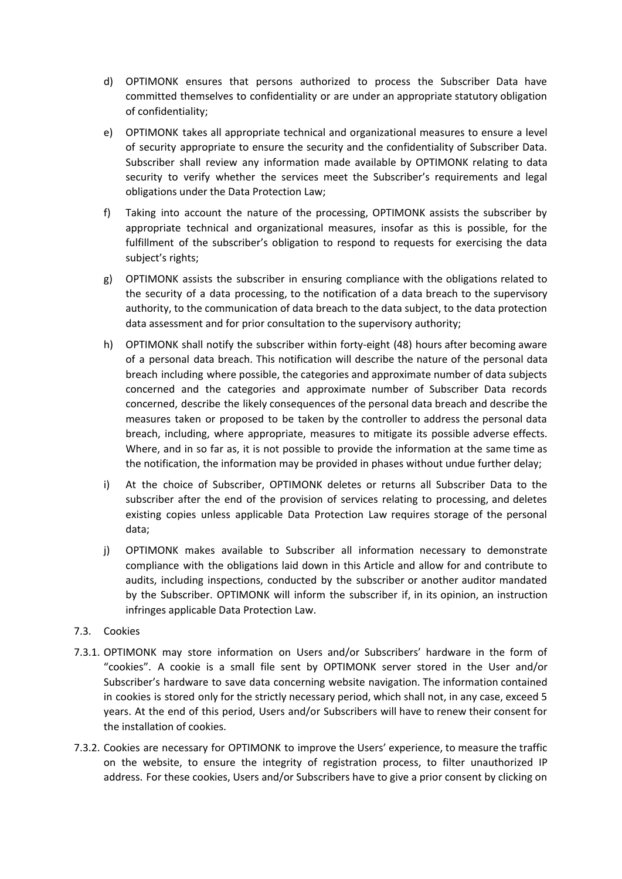d) OPTIMONK ensures that persons authorized to process the Subscriber Data have committed themselves to confidentiality or are under an appropriate statutory obligation of confidentiality;

e) OPTIMONK takes all appropriate technical and organizational measures to ensure a level of security appropriate to ensure the security and the confidentiality of Subscriber Data. Subscriber shall review any information made available by OPTIMONK relating to data security to verify whether the services meet the Subscriber's requirements and legal obligations under the Data Protection Law;

f) Taking into account the nature of the processing, OPTIMONK assists the subscriber by appropriate technical and organizational measures, insofar as this is possible, for the fulfillment of the subscriber's obligation to respond to requests for exercising the data subject's rights;

g) OPTIMONK assists the subscriber in ensuring compliance with the obligations related to the security of a data processing, to the notification of a data breach to the supervisory authority, to the communication of data breach to the data subject, to the data protection data assessment and for prior consultation to the supervisory authority;

h) OPTIMONK shall notify the subscriber within forty-eight (48) hours after becoming aware of a personal data breach. This notification will describe the nature of the personal data breach including where possible, the categories and approximate number of data subjects concerned and the categories and approximate number of Subscriber Data records concerned, describe the likely consequences of the personal data breach and describe the measures taken or proposed to be taken by the controller to address the personal data breach, including, where appropriate, measures to mitigate its possible adverse effects. Where, and in so far as, it is not possible to provide the information at the same time as the notification, the information may be provided in phases without undue further delay;

i) At the choice of Subscriber, OPTIMONK deletes or returns all Subscriber Data to the subscriber after the end of the provision of services relating to processing, and deletes existing copies unless applicable Data Protection Law requires storage of the personal data;

j) OPTIMONK makes available to Subscriber all information necessary to demonstrate compliance with the obligations laid down in this Article and allow for and contribute to audits, including inspections, conducted by the subscriber or another auditor mandated by the Subscriber. OPTIMONK will inform the subscriber if, in its opinion, an instruction infringes applicable Data Protection Law.

7.3. Cookies

7.3.1. OPTIMONK may store information on Users and/or Subscribers' hardware in the form of "cookies". A cookie is a small file sent by OPTIMONK server stored in the User and/or Subscriber's hardware to save data concerning website navigation. The information contained in cookies is stored only for the strictly necessary period, which shall not, in any case, exceed 5 years. At the end of this period, Users and/or Subscribers will have to renew their consent for the installation of cookies.

7.3.2. Cookies are necessary for OPTIMONK to improve the Users' experience, to measure the traffic on the website, to ensure the integrity of registration process, to filter unauthorized IP address. For these cookies, Users and/or Subscribers have to give a prior consent by clicking on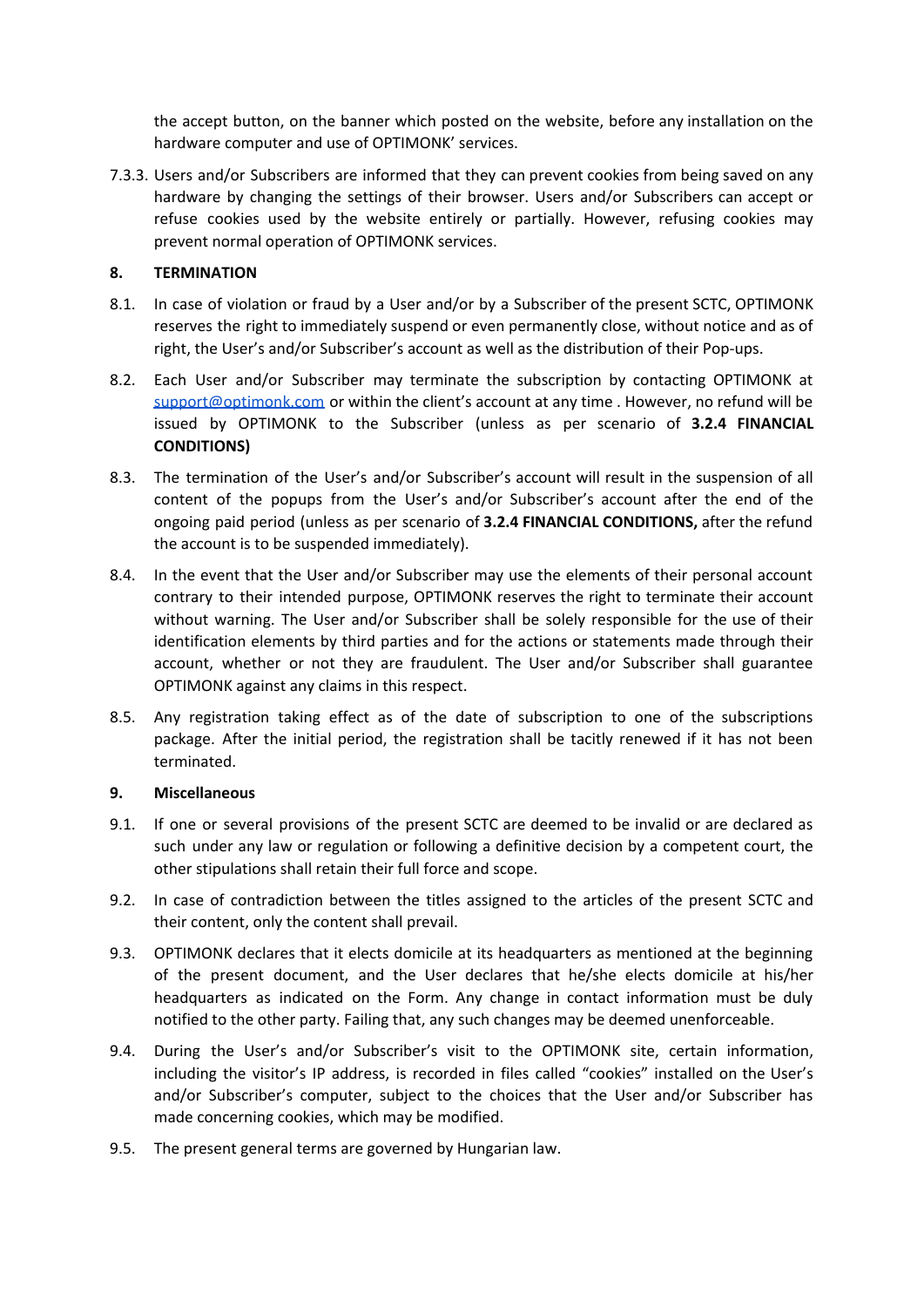the accept button, on the banner which posted on the website, before any installation on the hardware computer and use of OPTIMONK' services.

7.3.3. Users and/or Subscribers are informed that they can prevent cookies from being saved on any hardware by changing the settings of their browser. Users and/or Subscribers can accept or refuse cookies used by the website entirely or partially. However, refusing cookies may prevent normal operation of OPTIMONK services.

## 8. TERMINATION

8.1. In case of violation or fraud by a User and/or by a Subscriber of the present SCTC, OPTIMONK reserves the right to immediately suspend or even permanently close, without notice and as of right, the User's and/or Subscriber's account as well as the distribution of their Pop-ups.

8.2. Each User and/or Subscriber may terminate the subscription by contacting OPTIMONK at [support@optimonk.com](mailto:support@optimonk.com) or within the client's account at any time . However, no refund will be issued by OPTIMONK to the Subscriber (unless as per scenario of **3.2.4 FINANCIAL CONDITIONS)**

8.3. The termination of the User's and/or Subscriber's account will result in the suspension of all content of the popups from the User's and/or Subscriber's account after the end of the ongoing paid period (unless as per scenario of **3.2.4 FINANCIAL CONDITIONS,** after the refund the account is to be suspended immediately).

8.4. In the event that the User and/or Subscriber may use the elements of their personal account contrary to their intended purpose, OPTIMONK reserves the right to terminate their account without warning. The User and/or Subscriber shall be solely responsible for the use of their identification elements by third parties and for the actions or statements made through their account, whether or not they are fraudulent. The User and/or Subscriber shall guarantee OPTIMONK against any claims in this respect.

8.5. Any registration taking effect as of the date of subscription to one of the subscriptions package. After the initial period, the registration shall be tacitly renewed if it has not been terminated.

## 9. Miscellaneous

9.1. If one or several provisions of the present SCTC are deemed to be invalid or are declared as such under any law or regulation or following a definitive decision by a competent court, the other stipulations shall retain their full force and scope.

9.2. In case of contradiction between the titles assigned to the articles of the present SCTC and their content, only the content shall prevail.

9.3. OPTIMONK declares that it elects domicile at its headquarters as mentioned at the beginning of the present document, and the User declares that he/she elects domicile at his/her headquarters as indicated on the Form. Any change in contact information must be duly notified to the other party. Failing that, any such changes may be deemed unenforceable.

9.4. During the User's and/or Subscriber's visit to the OPTIMONK site, certain information, including the visitor's IP address, is recorded in files called "cookies" installed on the User's and/or Subscriber's computer, subject to the choices that the User and/or Subscriber has made concerning cookies, which may be modified.

9.5. The present general terms are governed by Hungarian law.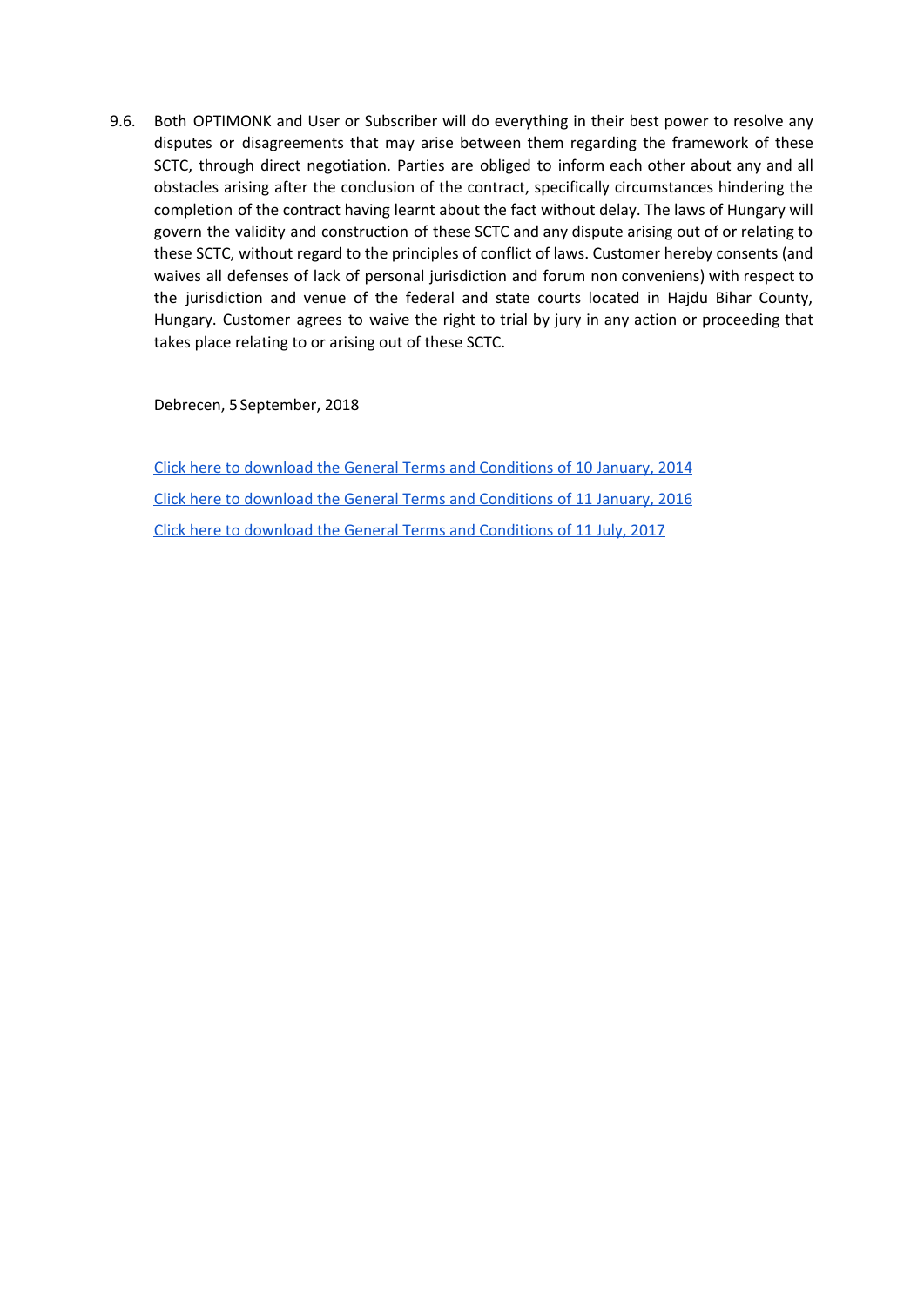9.6. Both OPTIMONK and User or Subscriber will do everything in their best power to resolve any disputes or disagreements that may arise between them regarding the framework of these SCTC, through direct negotiation. Parties are obliged to inform each other about any and all obstacles arising after the conclusion of the contract, specifically circumstances hindering the completion of the contract having learnt about the fact without delay. The laws of Hungary will govern the validity and construction of these SCTC and any dispute arising out of or relating to these SCTC, without regard to the principles of conflict of laws. Customer hereby consents (and waives all defenses of lack of personal jurisdiction and forum non conveniens) with respect to the jurisdiction and venue of the federal and state courts located in Hajdu Bihar County, Hungary. Customer agrees to waive the right to trial by jury in any action or proceeding that takes place relating to or arising out of these SCTC.

Debrecen, 5 September, 2018

Click here to download the General Terms and Conditions of 10 January, 2014

Click here to download the General Terms and Conditions of 11 January, 2016

Click here to download the General Terms and Conditions of 11 July, 2017